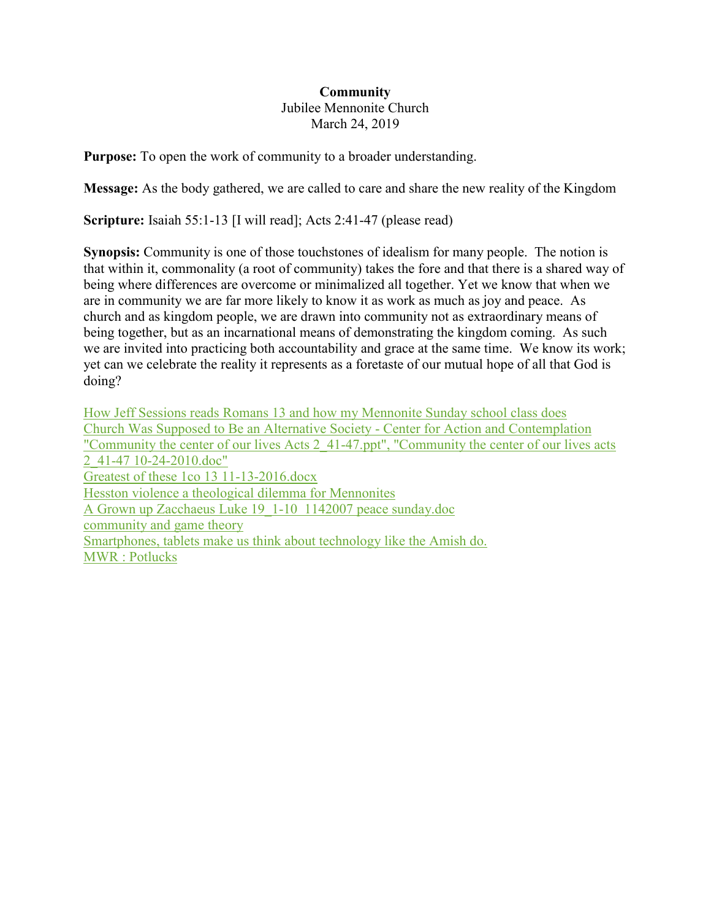**Community**
Jubilee Mennonite Church
March 24, 2019

**Purpose:** To open the work of community to a broader understanding.

**Message:** As the body gathered, we are called to care and share the new reality of the Kingdom

**Scripture:** Isaiah 55:1-13 [I will read]; Acts 2:41-47 (please read)

**Synopsis:** Community is one of those touchstones of idealism for many people. The notion is that within it, commonality (a root of community) takes the fore and that there is a shared way of being where differences are overcome or minimalized all together. Yet we know that when we are in community we are far more likely to know it as work as much as joy and peace. As church and as kingdom people, we are drawn into community not as extraordinary means of being together, but as an incarnational means of demonstrating the kingdom coming. As such we are invited into practicing both accountability and grace at the same time. We know its work; yet can we celebrate the reality it represents as a foretaste of our mutual hope of all that God is doing?

How Jeff Sessions reads Romans 13 and how my Mennonite Sunday school class does
Church Was Supposed to Be an Alternative Society - Center for Action and Contemplation
"Community the center of our lives Acts 2_41-47.ppt", "Community the center of our lives acts 2_41-47 10-24-2010.doc"
Greatest of these 1co 13 11-13-2016.docx
Hesston violence a theological dilemma for Mennonites
A Grown up Zacchaeus Luke 19_1-10 1142007 peace sunday.doc
community and game theory
Smartphones, tablets make us think about technology like the Amish do.
MWR : Potlucks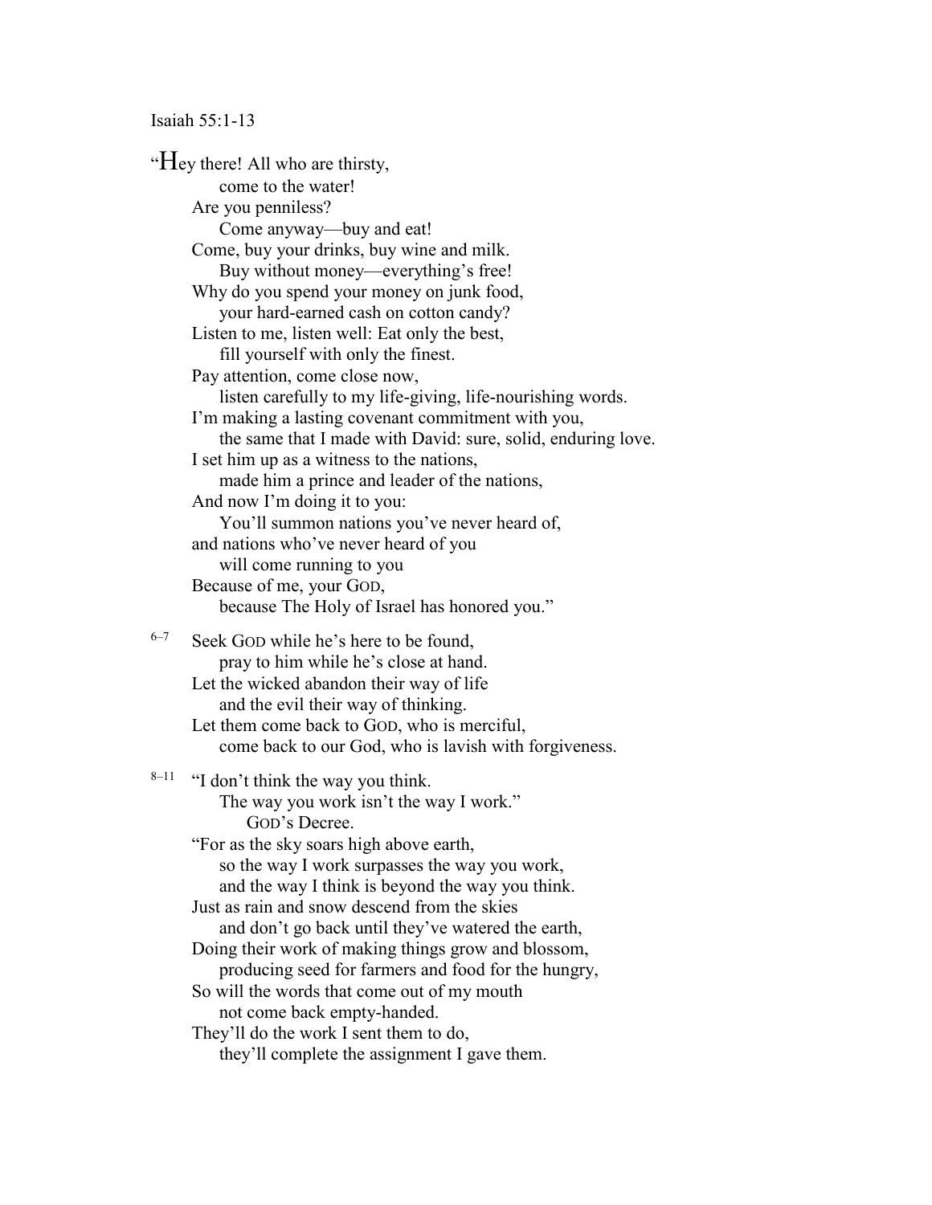Isaiah 55:1-13

"Hey there! All who are thirsty,
  come to the water!
Are you penniless?
  Come anyway—buy and eat!
Come, buy your drinks, buy wine and milk.
  Buy without money—everything's free!
Why do you spend your money on junk food,
  your hard-earned cash on cotton candy?
Listen to me, listen well: Eat only the best,
  fill yourself with only the finest.
Pay attention, come close now,
  listen carefully to my life-giving, life-nourishing words.
I'm making a lasting covenant commitment with you,
  the same that I made with David: sure, solid, enduring love.
I set him up as a witness to the nations,
  made him a prince and leader of the nations,
And now I'm doing it to you:
  You'll summon nations you've never heard of,
and nations who've never heard of you
  will come running to you
Because of me, your GOD,
  because The Holy of Israel has honored you."

6–7 Seek GOD while he's here to be found,
  pray to him while he's close at hand.
Let the wicked abandon their way of life
  and the evil their way of thinking.
Let them come back to GOD, who is merciful,
  come back to our God, who is lavish with forgiveness.

8–11 "I don't think the way you think.
  The way you work isn't the way I work."
    GOD's Decree.
"For as the sky soars high above earth,
  so the way I work surpasses the way you work,
  and the way I think is beyond the way you think.
Just as rain and snow descend from the skies
  and don't go back until they've watered the earth,
Doing their work of making things grow and blossom,
  producing seed for farmers and food for the hungry,
So will the words that come out of my mouth
  not come back empty-handed.
They'll do the work I sent them to do,
  they'll complete the assignment I gave them.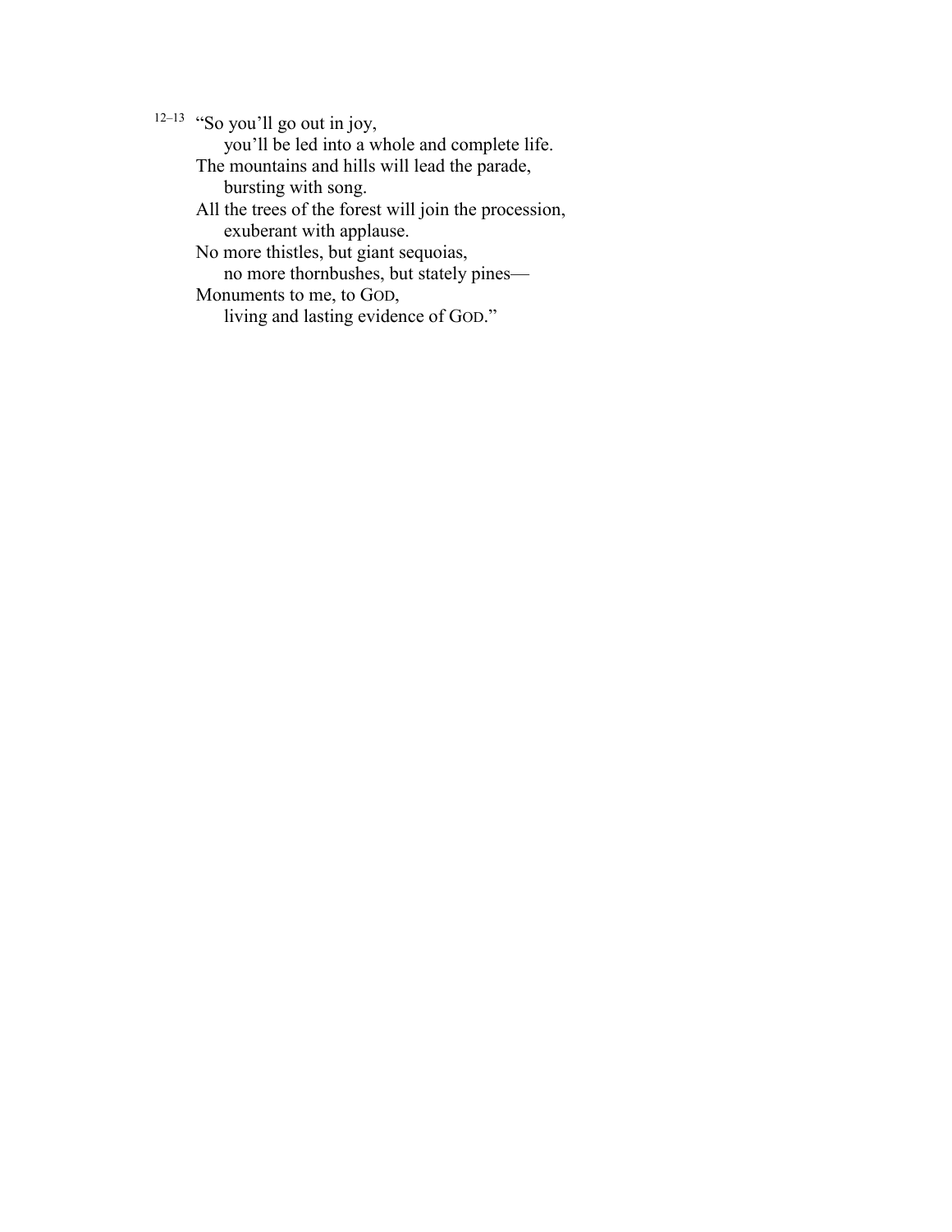12–13 "So you'll go out in joy,
you'll be led into a whole and complete life.
The mountains and hills will lead the parade,
bursting with song.
All the trees of the forest will join the procession,
exuberant with applause.
No more thistles, but giant sequoias,
no more thornbushes, but stately pines—
Monuments to me, to GOD,
living and lasting evidence of GOD."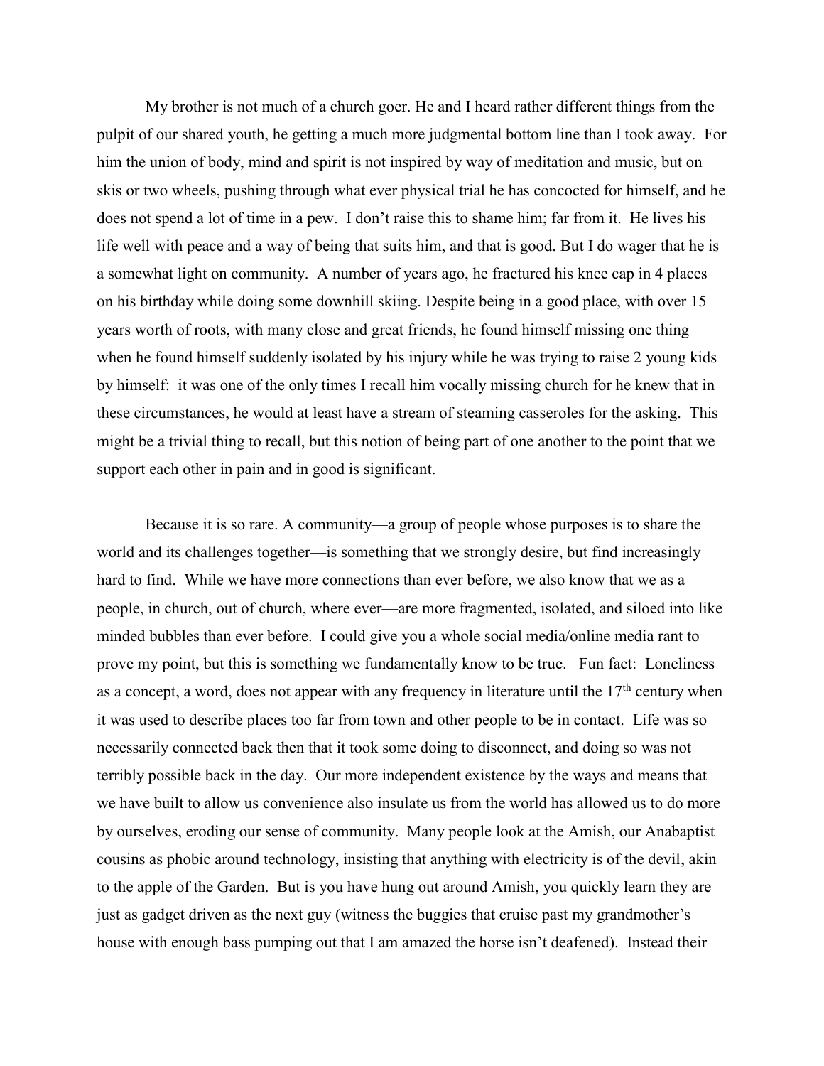My brother is not much of a church goer. He and I heard rather different things from the pulpit of our shared youth, he getting a much more judgmental bottom line than I took away. For him the union of body, mind and spirit is not inspired by way of meditation and music, but on skis or two wheels, pushing through what ever physical trial he has concocted for himself, and he does not spend a lot of time in a pew. I don't raise this to shame him; far from it. He lives his life well with peace and a way of being that suits him, and that is good. But I do wager that he is a somewhat light on community. A number of years ago, he fractured his knee cap in 4 places on his birthday while doing some downhill skiing. Despite being in a good place, with over 15 years worth of roots, with many close and great friends, he found himself missing one thing when he found himself suddenly isolated by his injury while he was trying to raise 2 young kids by himself: it was one of the only times I recall him vocally missing church for he knew that in these circumstances, he would at least have a stream of steaming casseroles for the asking. This might be a trivial thing to recall, but this notion of being part of one another to the point that we support each other in pain and in good is significant.

Because it is so rare. A community—a group of people whose purposes is to share the world and its challenges together—is something that we strongly desire, but find increasingly hard to find. While we have more connections than ever before, we also know that we as a people, in church, out of church, where ever—are more fragmented, isolated, and siloed into like minded bubbles than ever before. I could give you a whole social media/online media rant to prove my point, but this is something we fundamentally know to be true. Fun fact: Loneliness as a concept, a word, does not appear with any frequency in literature until the 17th century when it was used to describe places too far from town and other people to be in contact. Life was so necessarily connected back then that it took some doing to disconnect, and doing so was not terribly possible back in the day. Our more independent existence by the ways and means that we have built to allow us convenience also insulate us from the world has allowed us to do more by ourselves, eroding our sense of community. Many people look at the Amish, our Anabaptist cousins as phobic around technology, insisting that anything with electricity is of the devil, akin to the apple of the Garden. But is you have hung out around Amish, you quickly learn they are just as gadget driven as the next guy (witness the buggies that cruise past my grandmother's house with enough bass pumping out that I am amazed the horse isn't deafened). Instead their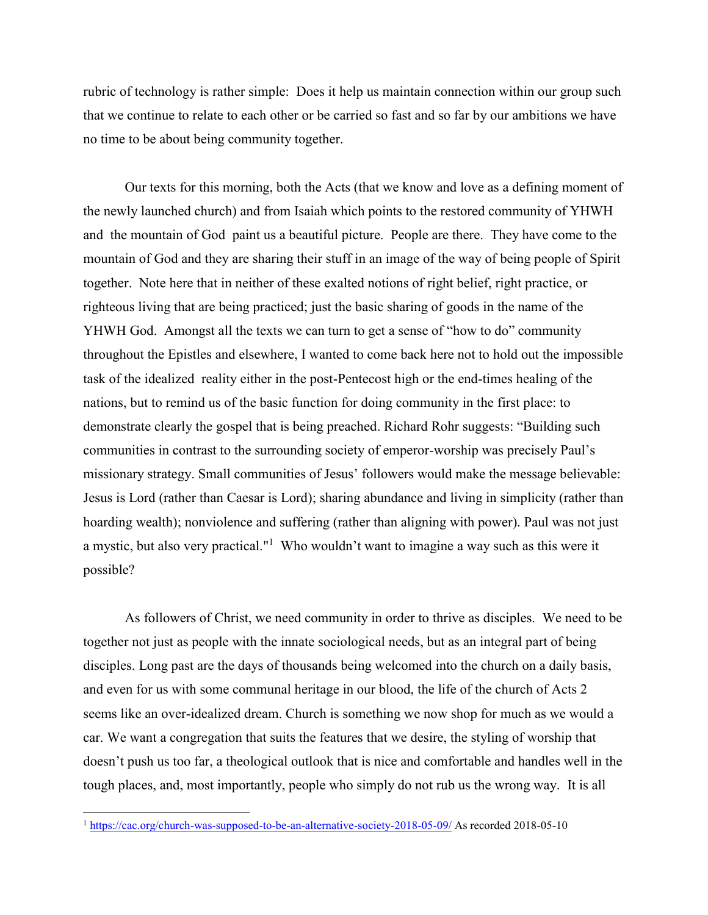rubric of technology is rather simple: Does it help us maintain connection within our group such that we continue to relate to each other or be carried so fast and so far by our ambitions we have no time to be about being community together.

Our texts for this morning, both the Acts (that we know and love as a defining moment of the newly launched church) and from Isaiah which points to the restored community of YHWH and the mountain of God paint us a beautiful picture. People are there. They have come to the mountain of God and they are sharing their stuff in an image of the way of being people of Spirit together. Note here that in neither of these exalted notions of right belief, right practice, or righteous living that are being practiced; just the basic sharing of goods in the name of the YHWH God. Amongst all the texts we can turn to get a sense of "how to do" community throughout the Epistles and elsewhere, I wanted to come back here not to hold out the impossible task of the idealized reality either in the post-Pentecost high or the end-times healing of the nations, but to remind us of the basic function for doing community in the first place: to demonstrate clearly the gospel that is being preached. Richard Rohr suggests: "Building such communities in contrast to the surrounding society of emperor-worship was precisely Paul's missionary strategy. Small communities of Jesus' followers would make the message believable: Jesus is Lord (rather than Caesar is Lord); sharing abundance and living in simplicity (rather than hoarding wealth); nonviolence and suffering (rather than aligning with power). Paul was not just a mystic, but also very practical."[1] Who wouldn't want to imagine a way such as this were it possible?

As followers of Christ, we need community in order to thrive as disciples. We need to be together not just as people with the innate sociological needs, but as an integral part of being disciples. Long past are the days of thousands being welcomed into the church on a daily basis, and even for us with some communal heritage in our blood, the life of the church of Acts 2 seems like an over-idealized dream. Church is something we now shop for much as we would a car. We want a congregation that suits the features that we desire, the styling of worship that doesn't push us too far, a theological outlook that is nice and comfortable and handles well in the tough places, and, most importantly, people who simply do not rub us the wrong way. It is all

[1] https://cac.org/church-was-supposed-to-be-an-alternative-society-2018-05-09/ As recorded 2018-05-10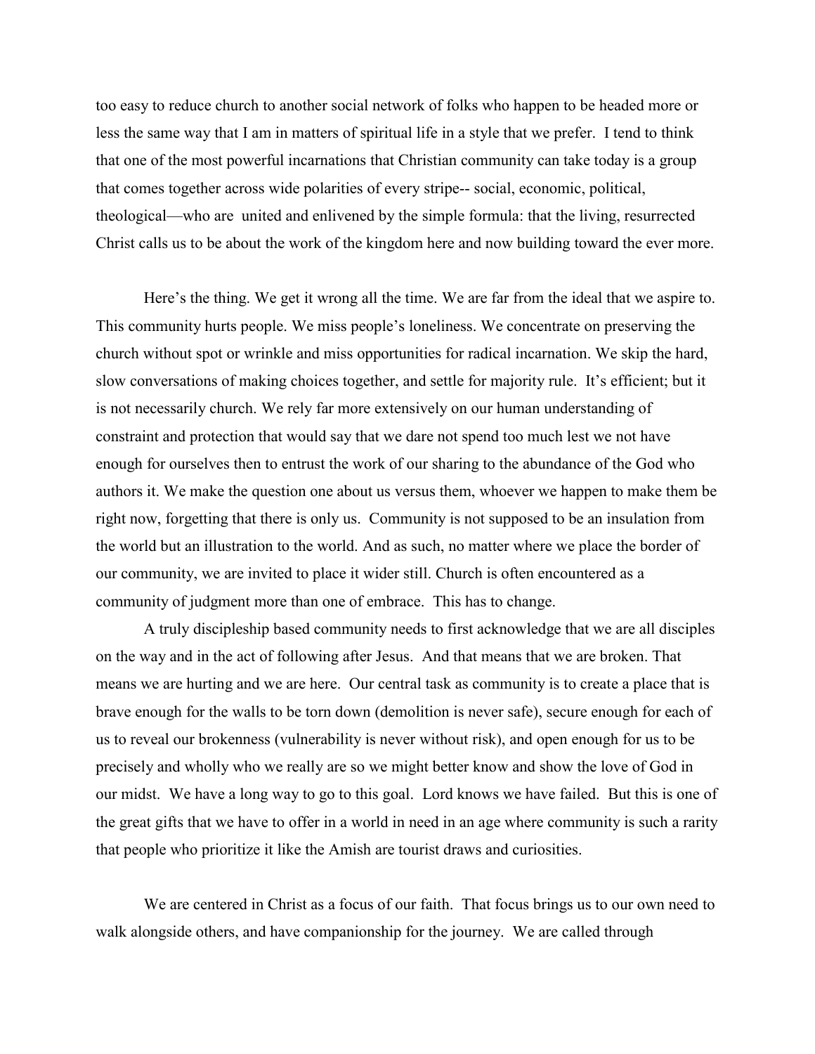too easy to reduce church to another social network of folks who happen to be headed more or less the same way that I am in matters of spiritual life in a style that we prefer. I tend to think that one of the most powerful incarnations that Christian community can take today is a group that comes together across wide polarities of every stripe-- social, economic, political, theological—who are united and enlivened by the simple formula: that the living, resurrected Christ calls us to be about the work of the kingdom here and now building toward the ever more.

Here's the thing. We get it wrong all the time. We are far from the ideal that we aspire to. This community hurts people. We miss people's loneliness. We concentrate on preserving the church without spot or wrinkle and miss opportunities for radical incarnation. We skip the hard, slow conversations of making choices together, and settle for majority rule. It's efficient; but it is not necessarily church. We rely far more extensively on our human understanding of constraint and protection that would say that we dare not spend too much lest we not have enough for ourselves then to entrust the work of our sharing to the abundance of the God who authors it. We make the question one about us versus them, whoever we happen to make them be right now, forgetting that there is only us. Community is not supposed to be an insulation from the world but an illustration to the world. And as such, no matter where we place the border of our community, we are invited to place it wider still. Church is often encountered as a community of judgment more than one of embrace. This has to change.

A truly discipleship based community needs to first acknowledge that we are all disciples on the way and in the act of following after Jesus. And that means that we are broken. That means we are hurting and we are here. Our central task as community is to create a place that is brave enough for the walls to be torn down (demolition is never safe), secure enough for each of us to reveal our brokenness (vulnerability is never without risk), and open enough for us to be precisely and wholly who we really are so we might better know and show the love of God in our midst. We have a long way to go to this goal. Lord knows we have failed. But this is one of the great gifts that we have to offer in a world in need in an age where community is such a rarity that people who prioritize it like the Amish are tourist draws and curiosities.

We are centered in Christ as a focus of our faith. That focus brings us to our own need to walk alongside others, and have companionship for the journey. We are called through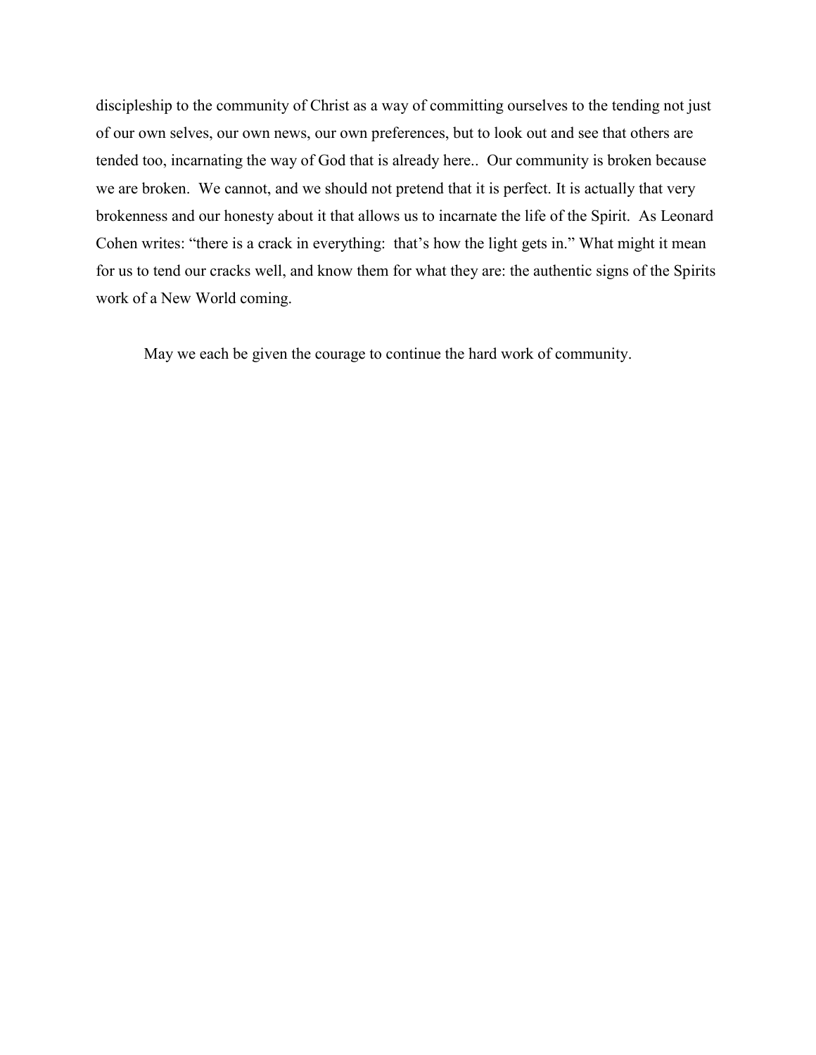discipleship to the community of Christ as a way of committing ourselves to the tending not just of our own selves, our own news, our own preferences, but to look out and see that others are tended too, incarnating the way of God that is already here.. Our community is broken because we are broken. We cannot, and we should not pretend that it is perfect. It is actually that very brokenness and our honesty about it that allows us to incarnate the life of the Spirit. As Leonard Cohen writes: "there is a crack in everything: that's how the light gets in." What might it mean for us to tend our cracks well, and know them for what they are: the authentic signs of the Spirits work of a New World coming.

May we each be given the courage to continue the hard work of community.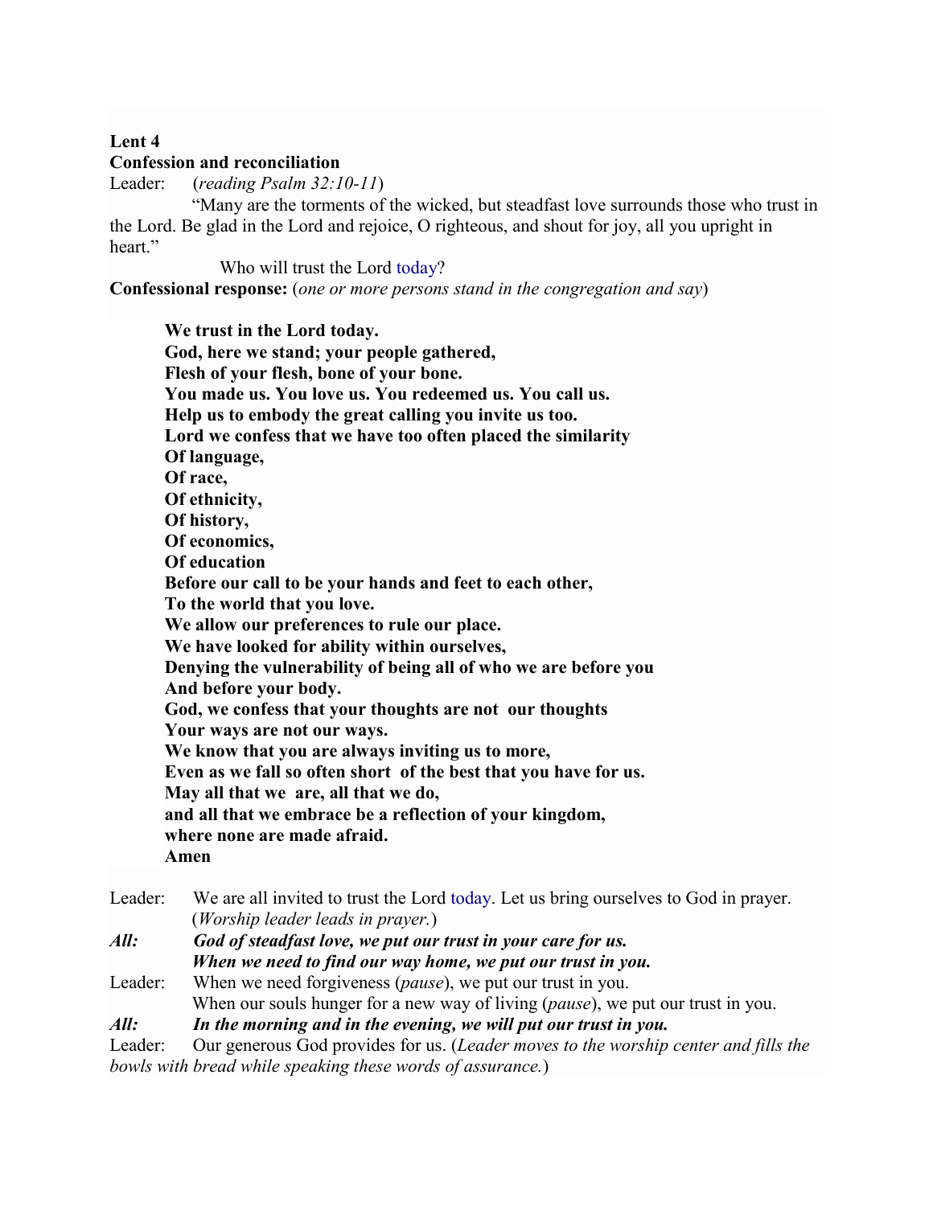**Lent 4**
**Confession and reconciliation**

Leader: (*reading Psalm 32:10-11*)

"Many are the torments of the wicked, but steadfast love surrounds those who trust in the Lord. Be glad in the Lord and rejoice, O righteous, and shout for joy, all you upright in heart."

Who will trust the Lord today?

**Confessional response:** (*one or more persons stand in the congregation and say*)

> **We trust in the Lord today.**
> **God, here we stand; your people gathered,**
> **Flesh of your flesh, bone of your bone.**
> **You made us. You love us. You redeemed us. You call us.**
> **Help us to embody the great calling you invite us too.**
> **Lord we confess that we have too often placed the similarity**
> **Of language,**
> **Of race,**
> **Of ethnicity,**
> **Of history,**
> **Of economics,**
> **Of education**
> **Before our call to be your hands and feet to each other,**
> **To the world that you love.**
> **We allow our preferences to rule our place.**
> **We have looked for ability within ourselves,**
> **Denying the vulnerability of being all of who we are before you**
> **And before your body.**
> **God, we confess that your thoughts are not our thoughts**
> **Your ways are not our ways.**
> **We know that you are always inviting us to more,**
> **Even as we fall so often short of the best that you have for us.**
> **May all that we are, all that we do,**
> **and all that we embrace be a reflection of your kingdom,**
> **where none are made afraid.**
> **Amen**

Leader: We are all invited to trust the Lord today. Let us bring ourselves to God in prayer. (*Worship leader leads in prayer.*)

***All:*** ***God of steadfast love, we put our trust in your care for us.***
***When we need to find our way home, we put our trust in you.***

Leader: When we need forgiveness (*pause*), we put our trust in you.
When our souls hunger for a new way of living (*pause*), we put our trust in you.

***All:*** ***In the morning and in the evening, we will put our trust in you.***

Leader: Our generous God provides for us. (*Leader moves to the worship center and fills the bowls with bread while speaking these words of assurance.*)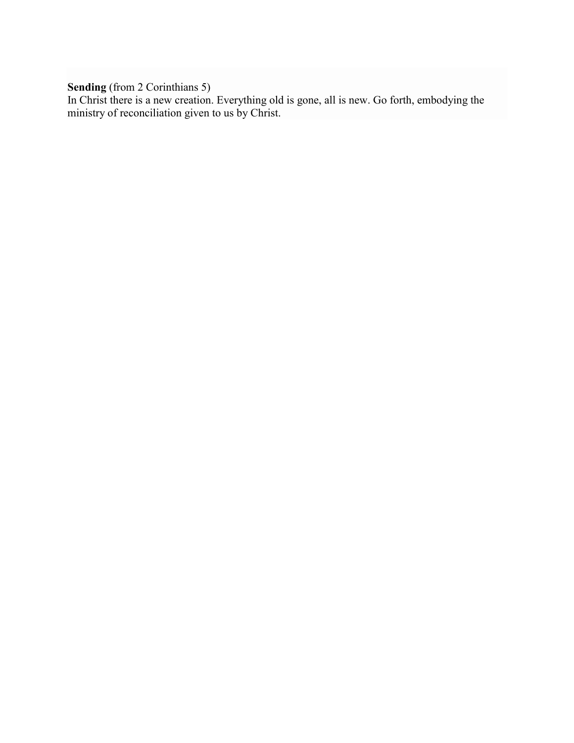**Sending** (from 2 Corinthians 5)
In Christ there is a new creation. Everything old is gone, all is new. Go forth, embodying the ministry of reconciliation given to us by Christ.